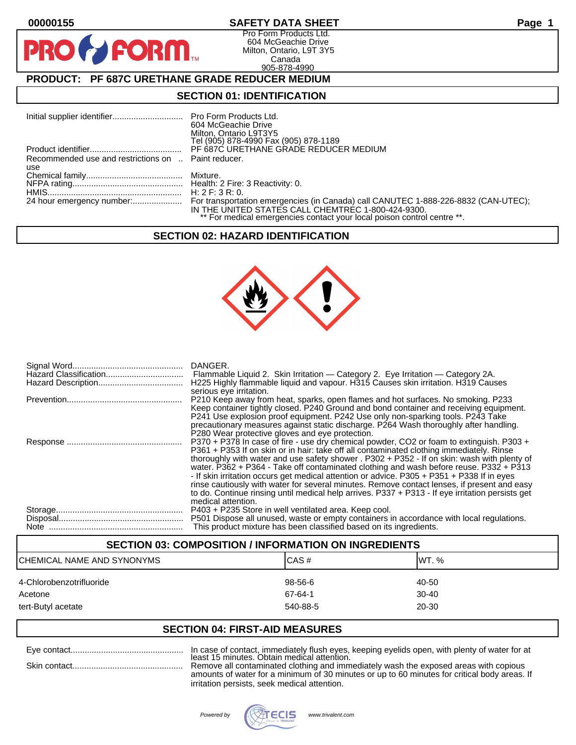# SAFETY DATA SHEET

00000155

Pro Form Products Ltd.
604 McGeachie Drive
Milton, Ontario, L9T 3Y5
Canada
905-878-4990

## PRODUCT: PF 687C URETHANE GRADE REDUCER MEDIUM

## SECTION 01: IDENTIFICATION

| | |
|---|---|
| Initial supplier identifier | Pro Form Products Ltd.<br>604 McGeachie Drive<br>Milton, Ontario L9T3Y5<br>Tel (905) 878-4990 Fax (905) 878-1189 |
| Product identifier | PF 687C URETHANE GRADE REDUCER MEDIUM |
| Recommended use and restrictions on use | Paint reducer. |
| Chemical family | Mixture. |
| NFPA rating | Health: 2 Fire: 3 Reactivity: 0. |
| HMIS | H: 2 F: 3 R: 0. |
| 24 hour emergency number: | For transportation emergencies (in Canada) call CANUTEC 1-888-226-8832 (CAN-UTEC); IN THE UNITED STATES CALL CHEMTREC 1-800-424-9300.<br>** For medical emergencies contact your local poison control centre **. |

## SECTION 02: HAZARD IDENTIFICATION

| | |
|---|---|
| Signal Word | DANGER. |
| Hazard Classification | Flammable Liquid 2. Skin Irritation — Category 2. Eye Irritation — Category 2A. |
| Hazard Description | H225 Highly flammable liquid and vapour. H315 Causes skin irritation. H319 Causes serious eye irritation. |
| Prevention | P210 Keep away from heat, sparks, open flames and hot surfaces. No smoking. P233 Keep container tightly closed. P240 Ground and bond container and receiving equipment. P241 Use explosion proof equipment. P242 Use only non-sparking tools. P243 Take precautionary measures against static discharge. P264 Wash thoroughly after handling. P280 Wear protective gloves and eye protection. |
| Response | P370 + P378 In case of fire - use dry chemical powder, CO2 or foam to extinguish. P303 + P361 + P353 If on skin or in hair: take off all contaminated clothing immediately. Rinse thoroughly with water and use safety shower . P302 + P352 - If on skin: wash with plenty of water. P362 + P364 - Take off contaminated clothing and wash before reuse. P332 + P313 - If skin irritation occurs get medical attention or advice. P305 + P351 + P338 If in eyes rinse cautiously with water for several minutes. Remove contact lenses, if present and easy to do. Continue rinsing until medical help arrives. P337 + P313 - If eye irritation persists get medical attention. |
| Storage | P403 + P235 Store in well ventilated area. Keep cool. |
| Disposal | P501 Dispose all unused, waste or empty containers in accordance with local regulations. |
| Note | This product mixture has been classified based on its ingredients. |

## SECTION 03: COMPOSITION / INFORMATION ON INGREDIENTS

| CHEMICAL NAME AND SYNONYMS | CAS # | WT. % |
|---|---|---|
| 4-Chlorobenzotrifluoride | 98-56-6 | 40-50 |
| Acetone | 67-64-1 | 30-40 |
| tert-Butyl acetate | 540-88-5 | 20-30 |

## SECTION 04: FIRST-AID MEASURES

| | |
|---|---|
| Eye contact | In case of contact, immediately flush eyes, keeping eyelids open, with plenty of water for at least 15 minutes. Obtain medical attention. |
| Skin contact | Remove all contaminated clothing and immediately wash the exposed areas with copious amounts of water for a minimum of 30 minutes or up to 60 minutes for critical body areas. If irritation persists, seek medical attention. |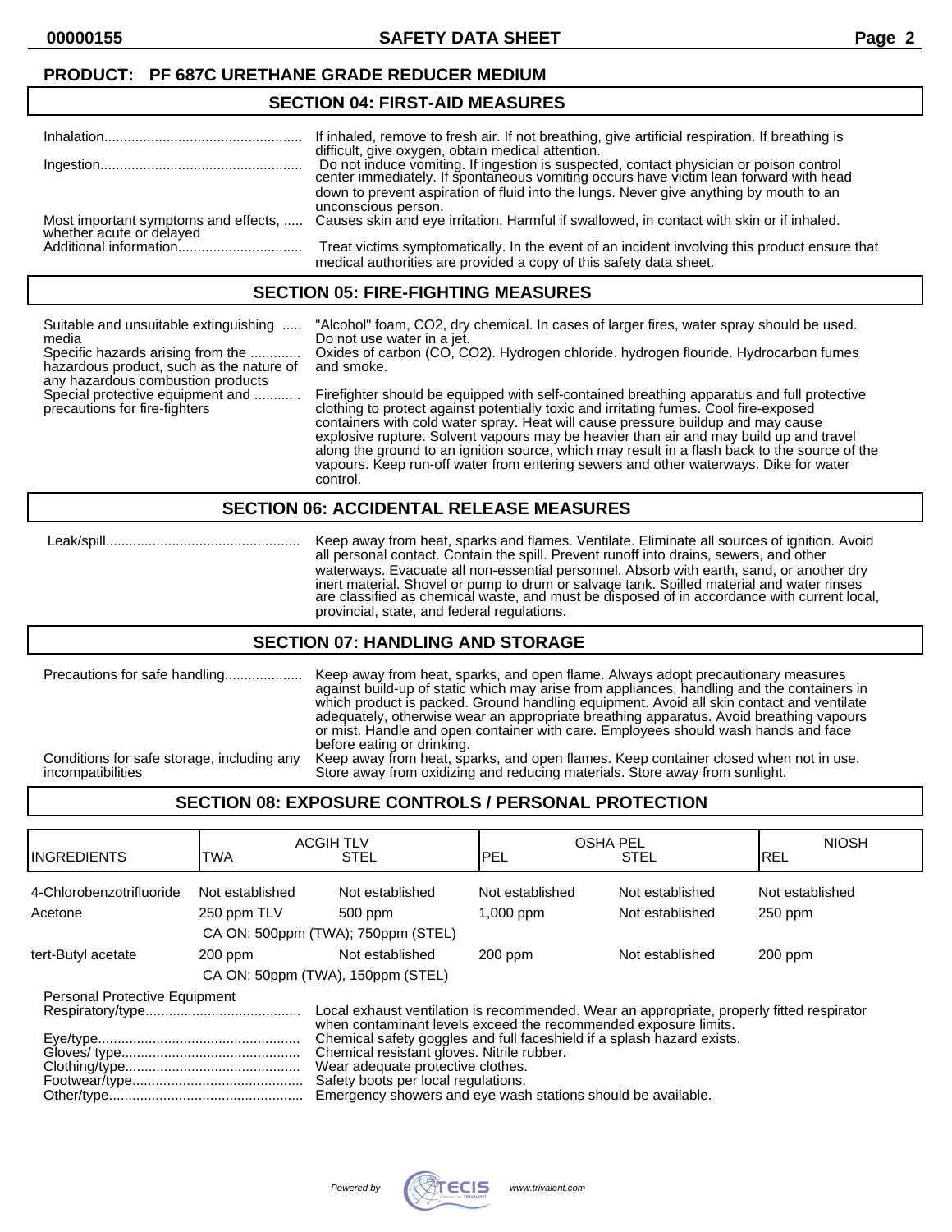**PRODUCT: PF 687C URETHANE GRADE REDUCER MEDIUM**

## SECTION 04: FIRST-AID MEASURES

| | |
|---|---|
| Inhalation | If inhaled, remove to fresh air. If not breathing, give artificial respiration. If breathing is difficult, give oxygen, obtain medical attention. |
| Ingestion | Do not induce vomiting. If ingestion is suspected, contact physician or poison control center immediately. If spontaneous vomiting occurs have victim lean forward with head down to prevent aspiration of fluid into the lungs. Never give anything by mouth to an unconscious person. |
| Most important symptoms and effects, whether acute or delayed | Causes skin and eye irritation. Harmful if swallowed, in contact with skin or if inhaled. |
| Additional information | Treat victims symptomatically. In the event of an incident involving this product ensure that medical authorities are provided a copy of this safety data sheet. |

## SECTION 05: FIRE-FIGHTING MEASURES

| | |
|---|---|
| Suitable and unsuitable extinguishing media | "Alcohol" foam, $CO_2$, dry chemical. In cases of larger fires, water spray should be used. Do not use water in a jet. |
| Specific hazards arising from the hazardous product, such as the nature of any hazardous combustion products | Oxides of carbon (CO, $CO_2$). Hydrogen chloride. hydrogen flouride. Hydrocarbon fumes and smoke. |
| Special protective equipment and precautions for fire-fighters | Firefighter should be equipped with self-contained breathing apparatus and full protective clothing to protect against potentially toxic and irritating fumes. Cool fire-exposed containers with cold water spray. Heat will cause pressure buildup and may cause explosive rupture. Solvent vapours may be heavier than air and may build up and travel along the ground to an ignition source, which may result in a flash back to the source of the vapours. Keep run-off water from entering sewers and other waterways. Dike for water control. |

## SECTION 06: ACCIDENTAL RELEASE MEASURES

| | |
|---|---|
| Leak/spill | Keep away from heat, sparks and flames. Ventilate. Eliminate all sources of ignition. Avoid all personal contact. Contain the spill. Prevent runoff into drains, sewers, and other waterways. Evacuate all non-essential personnel. Absorb with earth, sand, or another dry inert material. Shovel or pump to drum or salvage tank. Spilled material and water rinses are classified as chemical waste, and must be disposed of in accordance with current local, provincial, state, and federal regulations. |

## SECTION 07: HANDLING AND STORAGE

| | |
|---|---|
| Precautions for safe handling | Keep away from heat, sparks, and open flame. Always adopt precautionary measures against build-up of static which may arise from appliances, handling and the containers in which product is packed. Ground handling equipment. Avoid all skin contact and ventilate adequately, otherwise wear an appropriate breathing apparatus. Avoid breathing vapours or mist. Handle and open container with care. Employees should wash hands and face before eating or drinking. |
| Conditions for safe storage, including any incompatibilities | Keep away from heat, sparks, and open flames. Keep container closed when not in use. Store away from oxidizing and reducing materials. Store away from sunlight. |

## SECTION 08: EXPOSURE CONTROLS / PERSONAL PROTECTION

| INGREDIENTS | ACGIH TLV TWA | ACGIH TLV STEL | OSHA PEL PEL | OSHA PEL STEL | NIOSH REL |
|---|---|---|---|---|---|
| 4-Chlorobenzotrifluoride | Not established | Not established | Not established | Not established | Not established |
| Acetone | 250 ppm TLV | 500 ppm | 1,000 ppm | Not established | 250 ppm |
| | CA ON: 500ppm (TWA); 750ppm (STEL) | | | | |
| tert-Butyl acetate | 200 ppm | Not established | 200 ppm | Not established | 200 ppm |
| | CA ON: 50ppm (TWA), 150ppm (STEL) | | | | |

Personal Protective Equipment

| | |
|---|---|
| Respiratory/type | Local exhaust ventilation is recommended. Wear an appropriate, properly fitted respirator when contaminant levels exceed the recommended exposure limits. |
| Eye/type | Chemical safety goggles and full faceshield if a splash hazard exists. |
| Gloves/ type | Chemical resistant gloves. Nitrile rubber. |
| Clothing/type | Wear adequate protective clothes. |
| Footwear/type | Safety boots per local regulations. |
| Other/type | Emergency showers and eye wash stations should be available. |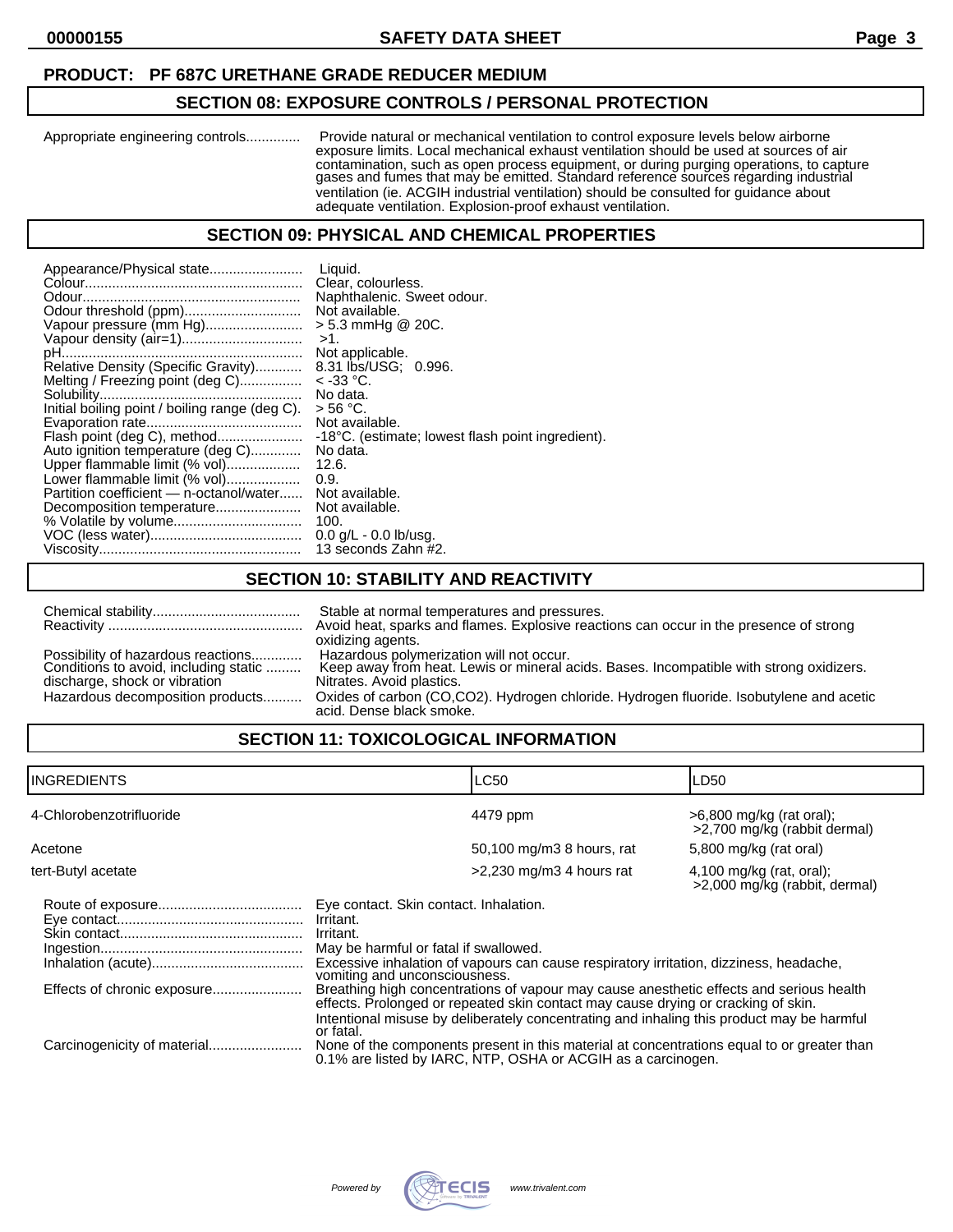**PRODUCT: PF 687C URETHANE GRADE REDUCER MEDIUM**

## SECTION 08: EXPOSURE CONTROLS / PERSONAL PROTECTION

Appropriate engineering controls.............. Provide natural or mechanical ventilation to control exposure levels below airborne exposure limits. Local mechanical exhaust ventilation should be used at sources of air contamination, such as open process equipment, or during purging operations, to capture gases and fumes that may be emitted. Standard reference sources regarding industrial ventilation (ie. ACGIH industrial ventilation) should be consulted for guidance about adequate ventilation. Explosion-proof exhaust ventilation.

## SECTION 09: PHYSICAL AND CHEMICAL PROPERTIES

Appearance/Physical state........................ Liquid.
Colour........................................................ Clear, colourless.
Odour......................................................... Naphthalenic. Sweet odour.
Odour threshold (ppm).............................. Not available.
Vapour pressure (mm Hg).......................... > 5.3 mmHg @ 20C.
Vapour density (air=1)............................... >1.
pH............................................................... Not applicable.
Relative Density (Specific Gravity)............ 8.31 lbs/USG; 0.996.
Melting / Freezing point (deg C)................ < -33 °C.
Solubility.................................................... No data.
Initial boiling point / boiling range (deg C). > 56 °C.
Evaporation rate........................................ Not available.
Flash point (deg C), method...................... -18°C. (estimate; lowest flash point ingredient).
Auto ignition temperature (deg C)............. No data.
Upper flammable limit (% vol)................... 12.6.
Lower flammable limit (% vol)................... 0.9.
Partition coefficient — n-octanol/water...... Not available.
Decomposition temperature...................... Not available.
% Volatile by volume................................. 100.
VOC (less water)....................................... 0.0 g/L - 0.0 lb/usg.
Viscosity.................................................... 13 seconds Zahn #2.

## SECTION 10: STABILITY AND REACTIVITY

Chemical stability...................................... Stable at normal temperatures and pressures.
Reactivity .................................................. Avoid heat, sparks and flames. Explosive reactions can occur in the presence of strong oxidizing agents.
Possibility of hazardous reactions............. Hazardous polymerization will not occur.
Conditions to avoid, including static discharge, shock or vibration ......... Keep away from heat. Lewis or mineral acids. Bases. Incompatible with strong oxidizers. Nitrates. Avoid plastics.
Hazardous decomposition products.......... Oxides of carbon (CO,CO2). Hydrogen chloride. Hydrogen fluoride. Isobutylene and acetic acid. Dense black smoke.

## SECTION 11: TOXICOLOGICAL INFORMATION

| INGREDIENTS | LC50 | LD50 |
|---|---|---|
| 4-Chlorobenzotrifluoride | 4479 ppm | >6,800 mg/kg (rat oral); >2,700 mg/kg (rabbit dermal) |
| Acetone | 50,100 mg/m3 8 hours, rat | 5,800 mg/kg (rat oral) |
| tert-Butyl acetate | >2,230 mg/m3 4 hours rat | 4,100 mg/kg (rat, oral); >2,000 mg/kg (rabbit, dermal) |

Route of exposure..................................... Eye contact. Skin contact. Inhalation.
Eye contact................................................ Irritant.
Skin contact............................................... Irritant.
Ingestion.................................................... May be harmful or fatal if swallowed.
Inhalation (acute)....................................... Excessive inhalation of vapours can cause respiratory irritation, dizziness, headache, vomiting and unconsciousness.
Effects of chronic exposure....................... Breathing high concentrations of vapour may cause anesthetic effects and serious health effects. Prolonged or repeated skin contact may cause drying or cracking of skin. Intentional misuse by deliberately concentrating and inhaling this product may be harmful or fatal.
Carcinogenicity of material........................ None of the components present in this material at concentrations equal to or greater than 0.1% are listed by IARC, NTP, OSHA or ACGIH as a carcinogen.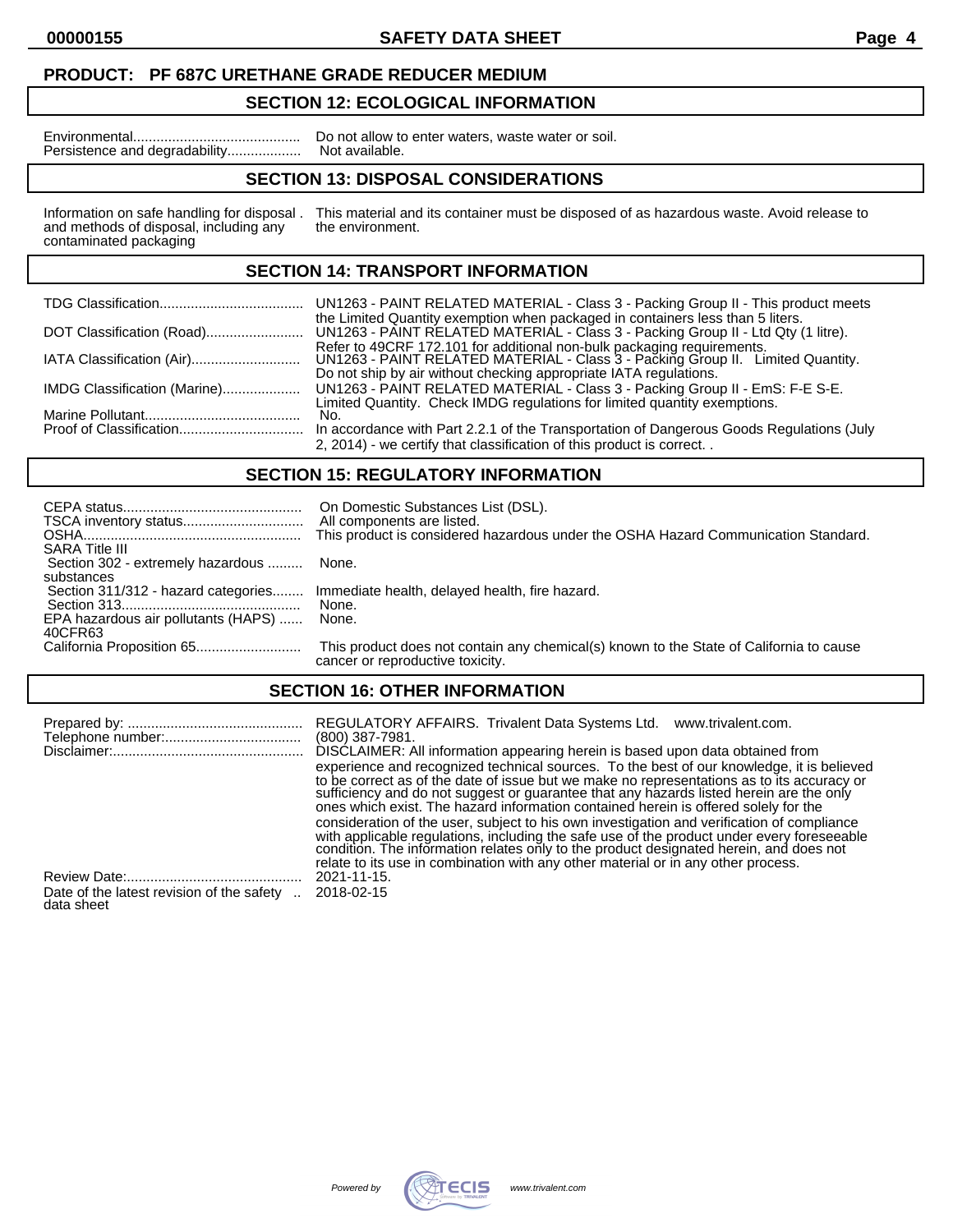**PRODUCT: PF 687C URETHANE GRADE REDUCER MEDIUM**

## SECTION 12: ECOLOGICAL INFORMATION

| | |
|---|---|
| Environmental | Do not allow to enter waters, waste water or soil. |
| Persistence and degradability | Not available. |

## SECTION 13: DISPOSAL CONSIDERATIONS

| | |
|---|---|
| Information on safe handling for disposal and methods of disposal, including any contaminated packaging | This material and its container must be disposed of as hazardous waste. Avoid release to the environment. |

## SECTION 14: TRANSPORT INFORMATION

| | |
|---|---|
| TDG Classification | UN1263 - PAINT RELATED MATERIAL - Class 3 - Packing Group II - This product meets the Limited Quantity exemption when packaged in containers less than 5 liters. |
| DOT Classification (Road) | UN1263 - PAINT RELATED MATERIAL - Class 3 - Packing Group II - Ltd Qty (1 litre). Refer to 49CRF 172.101 for additional non-bulk packaging requirements. |
| IATA Classification (Air) | UN1263 - PAINT RELATED MATERIAL - Class 3 - Packing Group II. Limited Quantity. Do not ship by air without checking appropriate IATA regulations. |
| IMDG Classification (Marine) | UN1263 - PAINT RELATED MATERIAL - Class 3 - Packing Group II - EmS: F-E S-E. Limited Quantity. Check IMDG regulations for limited quantity exemptions. |
| Marine Pollutant | No. |
| Proof of Classification | In accordance with Part 2.2.1 of the Transportation of Dangerous Goods Regulations (July 2, 2014) - we certify that classification of this product is correct. . |

## SECTION 15: REGULATORY INFORMATION

| | |
|---|---|
| CEPA status | On Domestic Substances List (DSL). |
| TSCA inventory status | All components are listed. |
| OSHA | This product is considered hazardous under the OSHA Hazard Communication Standard. |
| SARA Title III | |
| Section 302 - extremely hazardous substances | None. |
| Section 311/312 - hazard categories | Immediate health, delayed health, fire hazard. |
| Section 313 | None. |
| EPA hazardous air pollutants (HAPS) 40CFR63 | None. |
| California Proposition 65 | This product does not contain any chemical(s) known to the State of California to cause cancer or reproductive toxicity. |

## SECTION 16: OTHER INFORMATION

| | |
|---|---|
| Prepared by: | REGULATORY AFFAIRS. Trivalent Data Systems Ltd. www.trivalent.com. |
| Telephone number: | (800) 387-7981. |
| Disclaimer: | DISCLAIMER: All information appearing herein is based upon data obtained from experience and recognized technical sources. To the best of our knowledge, it is believed to be correct as of the date of issue but we make no representations as to its accuracy or sufficiency and do not suggest or guarantee that any hazards listed herein are the only ones which exist. The hazard information contained herein is offered solely for the consideration of the user, subject to his own investigation and verification of compliance with applicable regulations, including the safe use of the product under every foreseeable condition. The information relates only to the product designated herein, and does not relate to its use in combination with any other material or in any other process. |
| Review Date: | 2021-11-15. |
| Date of the latest revision of the safety data sheet | 2018-02-15 |